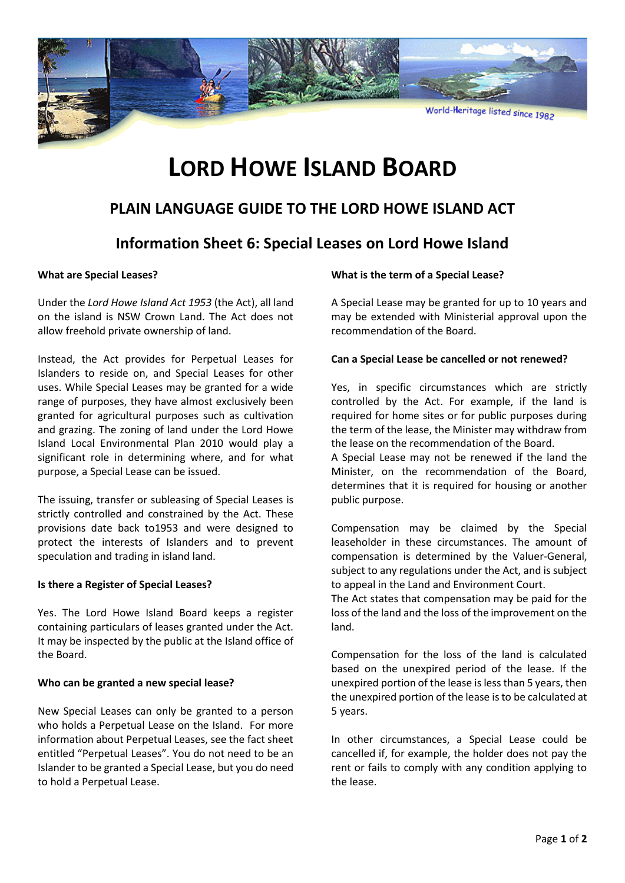# LORD HOWE ISLAND BOARD

## PLAIN LANGUAGE GUIDE TO THE LORD HOWE ISLAND ACT

## Information Sheet 6: Special Leases on Lord Howe Island

**What are Special Leases?**

Under the *Lord Howe Island Act 1953* (the Act), all land on the island is NSW Crown Land. The Act does not allow freehold private ownership of land.

Instead, the Act provides for Perpetual Leases for Islanders to reside on, and Special Leases for other uses. While Special Leases may be granted for a wide range of purposes, they have almost exclusively been granted for agricultural purposes such as cultivation and grazing. The zoning of land under the Lord Howe Island Local Environmental Plan 2010 would play a significant role in determining where, and for what purpose, a Special Lease can be issued.

The issuing, transfer or subleasing of Special Leases is strictly controlled and constrained by the Act. These provisions date back to1953 and were designed to protect the interests of Islanders and to prevent speculation and trading in island land.

**Is there a Register of Special Leases?**

Yes. The Lord Howe Island Board keeps a register containing particulars of leases granted under the Act. It may be inspected by the public at the Island office of the Board.

**Who can be granted a new special lease?**

New Special Leases can only be granted to a person who holds a Perpetual Lease on the Island. For more information about Perpetual Leases, see the fact sheet entitled "Perpetual Leases". You do not need to be an Islander to be granted a Special Lease, but you do need to hold a Perpetual Lease.

**What is the term of a Special Lease?**

A Special Lease may be granted for up to 10 years and may be extended with Ministerial approval upon the recommendation of the Board.

**Can a Special Lease be cancelled or not renewed?**

Yes, in specific circumstances which are strictly controlled by the Act. For example, if the land is required for home sites or for public purposes during the term of the lease, the Minister may withdraw from the lease on the recommendation of the Board.
A Special Lease may not be renewed if the land the Minister, on the recommendation of the Board, determines that it is required for housing or another public purpose.

Compensation may be claimed by the Special leaseholder in these circumstances. The amount of compensation is determined by the Valuer-General, subject to any regulations under the Act, and is subject to appeal in the Land and Environment Court.
The Act states that compensation may be paid for the loss of the land and the loss of the improvement on the land.

Compensation for the loss of the land is calculated based on the unexpired period of the lease. If the unexpired portion of the lease is less than 5 years, then the unexpired portion of the lease is to be calculated at 5 years.

In other circumstances, a Special Lease could be cancelled if, for example, the holder does not pay the rent or fails to comply with any condition applying to the lease.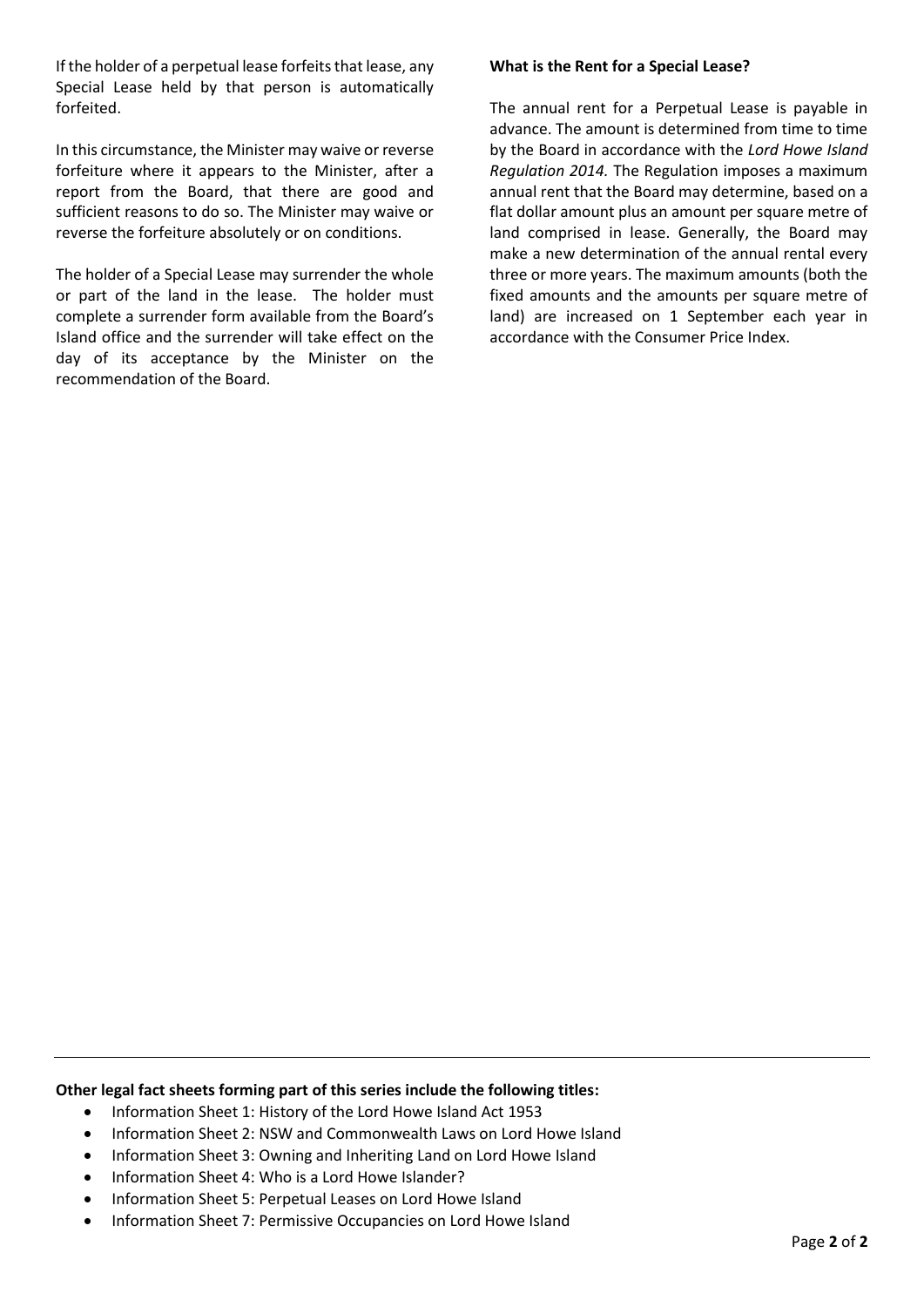If the holder of a perpetual lease forfeits that lease, any Special Lease held by that person is automatically forfeited.

In this circumstance, the Minister may waive or reverse forfeiture where it appears to the Minister, after a report from the Board, that there are good and sufficient reasons to do so. The Minister may waive or reverse the forfeiture absolutely or on conditions.

The holder of a Special Lease may surrender the whole or part of the land in the lease. The holder must complete a surrender form available from the Board's Island office and the surrender will take effect on the day of its acceptance by the Minister on the recommendation of the Board.

**What is the Rent for a Special Lease?**

The annual rent for a Perpetual Lease is payable in advance. The amount is determined from time to time by the Board in accordance with the *Lord Howe Island Regulation 2014.* The Regulation imposes a maximum annual rent that the Board may determine, based on a flat dollar amount plus an amount per square metre of land comprised in lease. Generally, the Board may make a new determination of the annual rental every three or more years. The maximum amounts (both the fixed amounts and the amounts per square metre of land) are increased on 1 September each year in accordance with the Consumer Price Index.

---

**Other legal fact sheets forming part of this series include the following titles:**

- Information Sheet 1: History of the Lord Howe Island Act 1953
- Information Sheet 2: NSW and Commonwealth Laws on Lord Howe Island
- Information Sheet 3: Owning and Inheriting Land on Lord Howe Island
- Information Sheet 4: Who is a Lord Howe Islander?
- Information Sheet 5: Perpetual Leases on Lord Howe Island
- Information Sheet 7: Permissive Occupancies on Lord Howe Island